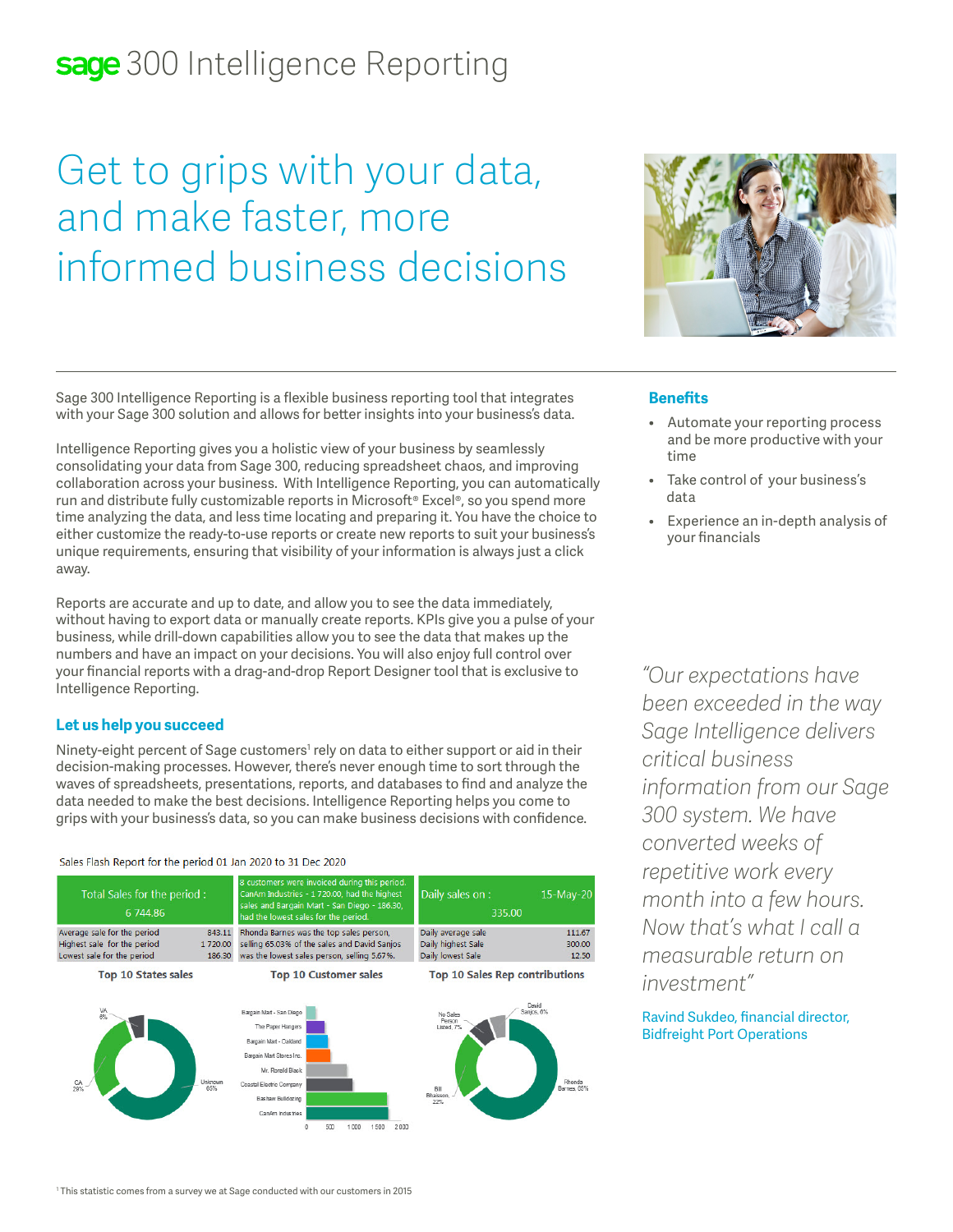# sage 300 Intelligence Reporting

## Get to grips with your data, and make faster, more informed business decisions

Sage 300 Intelligence Reporting is a flexible business reporting tool that integrates with your Sage 300 solution and allows for better insights into your business's data.

Intelligence Reporting gives you a holistic view of your business by seamlessly consolidating your data from Sage 300, reducing spreadsheet chaos, and improving collaboration across your business. With Intelligence Reporting, you can automatically run and distribute fully customizable reports in Microsoft® Excel®, so you spend more time analyzing the data, and less time locating and preparing it. You have the choice to either customize the ready-to-use reports or create new reports to suit your business's unique requirements, ensuring that visibility of your information is always just a click away.

Reports are accurate and up to date, and allow you to see the data immediately, without having to export data or manually create reports. KPIs give you a pulse of your business, while drill-down capabilities allow you to see the data that makes up the numbers and have an impact on your decisions. You will also enjoy full control over your financial reports with a drag-and-drop Report Designer tool that is exclusive to Intelligence Reporting.

### Let us help you succeed

Ninety-eight percent of Sage customers[1] rely on data to either support or aid in their decision-making processes. However, there's never enough time to sort through the waves of spreadsheets, presentations, reports, and databases to find and analyze the data needed to make the best decisions. Intelligence Reporting helps you come to grips with your business's data, so you can make business decisions with confidence.

Sales Flash Report for the period 01 Jan 2020 to 31 Dec 2020

| Total Sales for the period : 6 744.86 | | 8 customers were invoiced during this period. CanAm Industries - 1 720.00, had the highest sales and Bargain Mart - San Diego - 186.30, had the lowest sales for the period. | Daily sales on : 15-May-20 335.00 | |
|---|---|---|---|---|
| Average sale for the period | 843.11 | Rhonda Barnes was the top sales person, selling 65.03% of the sales and David Sanjos was the lowest sales person, selling 5.67%. | Daily average sale | 111.67 |
| Highest sale for the period | 1 720.00 | | Daily highest Sale | 300.00 |
| Lowest sale for the period | 186.30 | | Daily lowest Sale | 12.50 |

**Top 10 States sales** — VA 6%, CA 29%, Unknown 65%

**Top 10 Customer sales** — Bargain Mart - San Diego, The Paper Hangers, Bargain Mart - Oakland, Bargain Mart Stores Inc., Mr. Ronald Black, Coastal Electric Company, Bashaw Bulldering, CanAm Industries (axis: 0, 500, 1 000, 1 500, 2 000)

**Top 10 Sales Rep contributions** — David Sanjos, 6%; No Sales Person Listed, 7%; Bill Bitiasson, 22%; Rhonda Barnes, 65%

### Benefits

- Automate your reporting process and be more productive with your time
- Take control of your business's data
- Experience an in-depth analysis of your financials

*"Our expectations have been exceeded in the way Sage Intelligence delivers critical business information from our Sage 300 system. We have converted weeks of repetitive work every month into a few hours. Now that's what I call a measurable return on investment"*

Ravind Sukdeo, financial director, Bidfreight Port Operations

[1] This statistic comes from a survey we at Sage conducted with our customers in 2015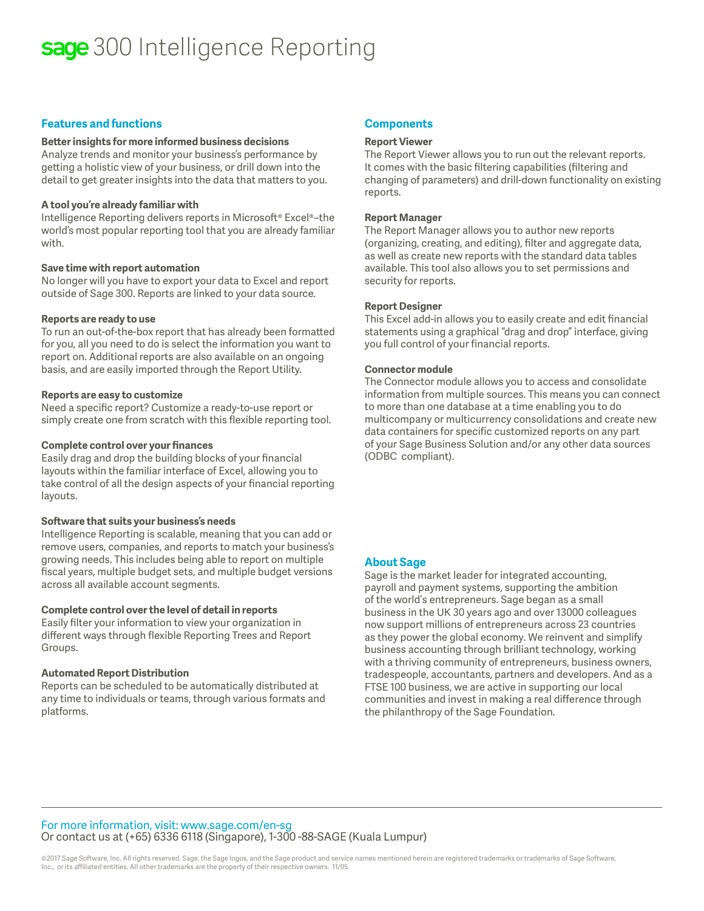# sage 300 Intelligence Reporting

## Features and functions

**Better insights for more informed business decisions**
Analyze trends and monitor your business's performance by getting a holistic view of your business, or drill down into the detail to get greater insights into the data that matters to you.

**A tool you're already familiar with**
Intelligence Reporting delivers reports in Microsoft® Excel®–the world's most popular reporting tool that you are already familiar with.

**Save time with report automation**
No longer will you have to export your data to Excel and report outside of Sage 300. Reports are linked to your data source.

**Reports are ready to use**
To run an out-of-the-box report that has already been formatted for you, all you need to do is select the information you want to report on. Additional reports are also available on an ongoing basis, and are easily imported through the Report Utility.

**Reports are easy to customize**
Need a specific report? Customize a ready-to-use report or simply create one from scratch with this flexible reporting tool.

**Complete control over your finances**
Easily drag and drop the building blocks of your financial layouts within the familiar interface of Excel, allowing you to take control of all the design aspects of your financial reporting layouts.

**Software that suits your business's needs**
Intelligence Reporting is scalable, meaning that you can add or remove users, companies, and reports to match your business's growing needs. This includes being able to report on multiple fiscal years, multiple budget sets, and multiple budget versions across all available account segments.

**Complete control over the level of detail in reports**
Easily filter your information to view your organization in different ways through flexible Reporting Trees and Report Groups.

**Automated Report Distribution**
Reports can be scheduled to be automatically distributed at any time to individuals or teams, through various formats and platforms.

## Components

**Report Viewer**
The Report Viewer allows you to run out the relevant reports. It comes with the basic filtering capabilities (filtering and changing of parameters) and drill-down functionality on existing reports.

**Report Manager**
The Report Manager allows you to author new reports (organizing, creating, and editing), filter and aggregate data, as well as create new reports with the standard data tables available. This tool also allows you to set permissions and security for reports.

**Report Designer**
This Excel add-in allows you to easily create and edit financial statements using a graphical "drag and drop" interface, giving you full control of your financial reports.

**Connector module**
The Connector module allows you to access and consolidate information from multiple sources. This means you can connect to more than one database at a time enabling you to do multicompany or multicurrency consolidations and create new data containers for specific customized reports on any part of your Sage Business Solution and/or any other data sources (ODBC compliant).

## About Sage

Sage is the market leader for integrated accounting, payroll and payment systems, supporting the ambition of the world's entrepreneurs. Sage began as a small business in the UK 30 years ago and over 13000 colleagues now support millions of entrepreneurs across 23 countries as they power the global economy. We reinvent and simplify business accounting through brilliant technology, working with a thriving community of entrepreneurs, business owners, tradespeople, accountants, partners and developers. And as a FTSE 100 business, we are active in supporting our local communities and invest in making a real difference through the philanthropy of the Sage Foundation.

---

For more information, visit: www.sage.com/en-sg
Or contact us at (+65) 6336 6118 (Singapore), 1-300 -88-SAGE (Kuala Lumpur)

©2017 Sage Software, Inc. All rights reserved. Sage, the Sage logos, and the Sage product and service names mentioned herein are registered trademarks or trademarks of Sage Software, Inc., or its affiliated entities. All other trademarks are the property of their respective owners. 11/05